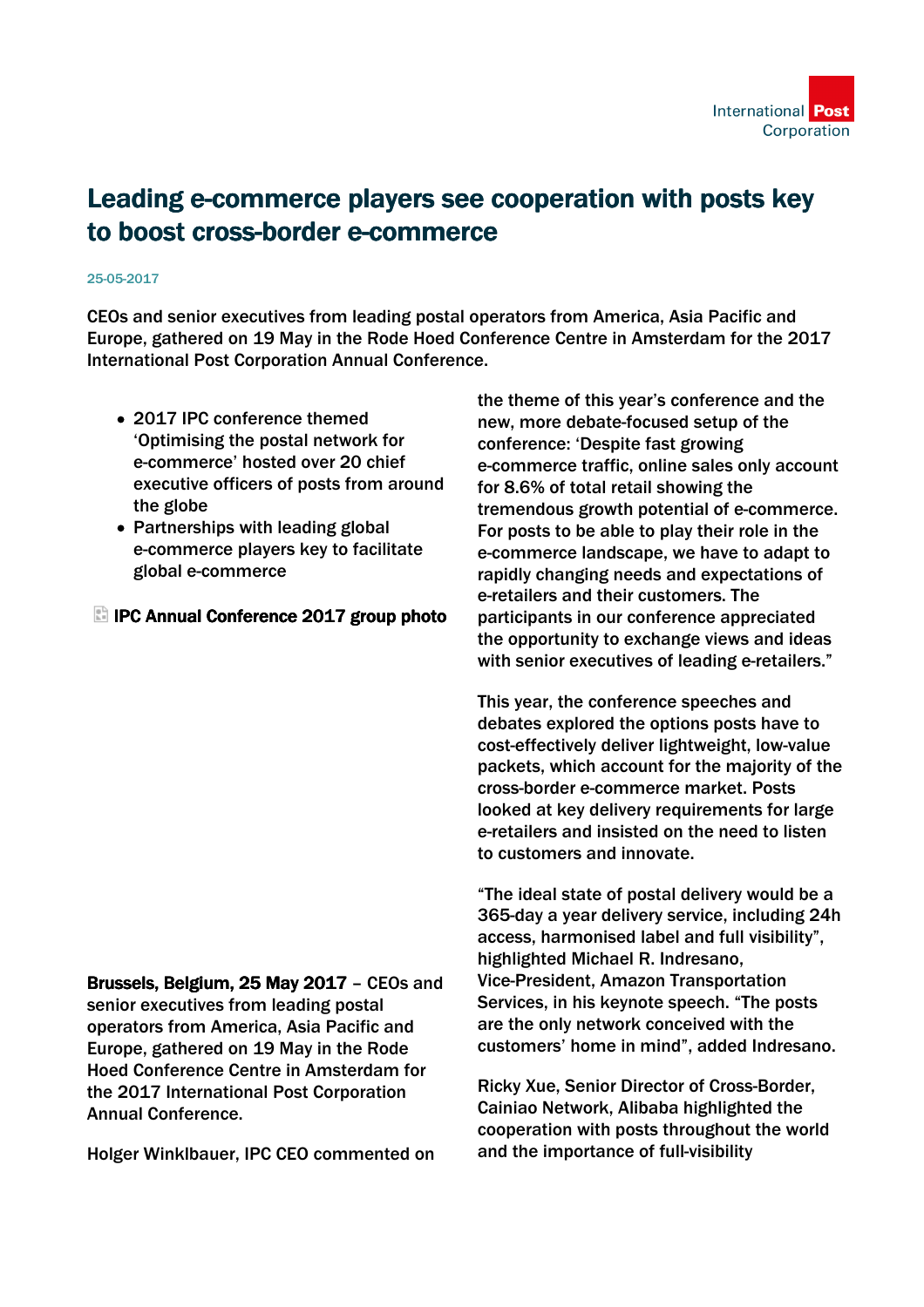# Leading e-commerce players see cooperation with posts key to boost cross-border e-commerce

25-05-2017

**CEOs and senior executives from leading postal operators from America, Asia Pacific and Europe, gathered on 19 May in the Rode Hoed Conference Centre in Amsterdam for the 2017 International Post Corporation Annual Conference.**

- 2017 IPC conference themed 'Optimising the postal network for e-commerce' hosted over 20 chief executive officers of posts from around the globe
- Partnerships with leading global e-commerce players key to facilitate global e-commerce

**IPC Annual Conference 2017 group photo**

**Brussels, Belgium, 25 May 2017** – CEOs and senior executives from leading postal operators from America, Asia Pacific and Europe, gathered on 19 May in the Rode Hoed Conference Centre in Amsterdam for the 2017 International Post Corporation Annual Conference.

Holger Winklbauer, IPC CEO commented on the theme of this year's conference and the new, more debate-focused setup of the conference: 'Despite fast growing e-commerce traffic, online sales only account for 8.6% of total retail showing the tremendous growth potential of e-commerce. For posts to be able to play their role in the e-commerce landscape, we have to adapt to rapidly changing needs and expectations of e-retailers and their customers. The participants in our conference appreciated the opportunity to exchange views and ideas with senior executives of leading e-retailers."

This year, the conference speeches and debates explored the options posts have to cost-effectively deliver lightweight, low-value packets, which account for the majority of the cross-border e-commerce market. Posts looked at key delivery requirements for large e-retailers and insisted on the need to listen to customers and innovate.

"The ideal state of postal delivery would be a 365-day a year delivery service, including 24h access, harmonised label and full visibility", highlighted Michael R. Indresano, Vice-President, Amazon Transportation Services, in his keynote speech. "The posts are the only network conceived with the customers' home in mind", added Indresano.

Ricky Xue, Senior Director of Cross-Border, Cainiao Network, Alibaba highlighted the cooperation with posts throughout the world and the importance of full-visibility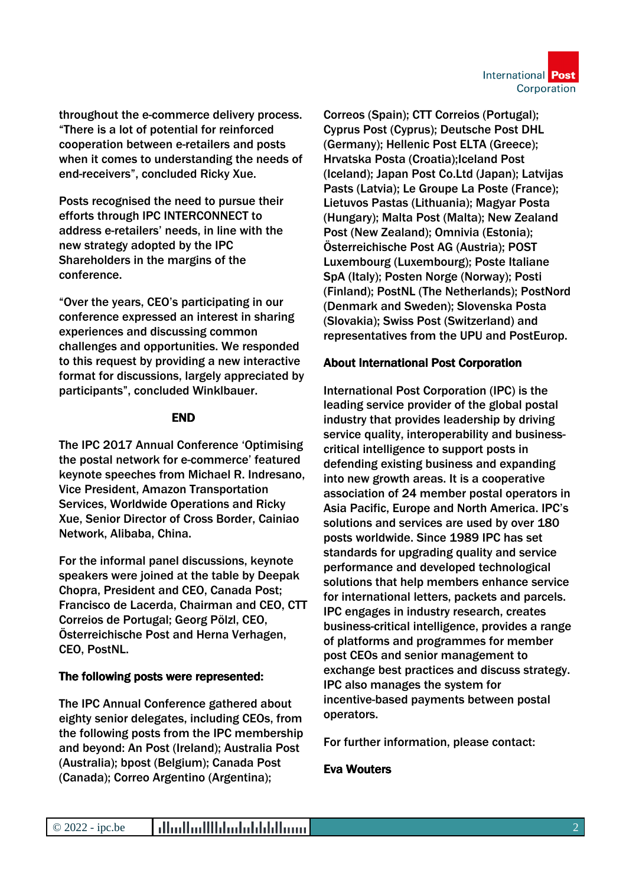throughout the e-commerce delivery process. “There is a lot of potential for reinforced cooperation between e-retailers and posts when it comes to understanding the needs of end-receivers”, concluded Ricky Xue.

Posts recognised the need to pursue their efforts through IPC INTERCONNECT to address e-retailers’ needs, in line with the new strategy adopted by the IPC Shareholders in the margins of the conference.

“Over the years, CEO’s participating in our conference expressed an interest in sharing experiences and discussing common challenges and opportunities. We responded to this request by providing a new interactive format for discussions, largely appreciated by participants”, concluded Winklbauer.

**END**

The IPC 2017 Annual Conference ‘Optimising the postal network for e-commerce’ featured keynote speeches from Michael R. Indresano, Vice President, Amazon Transportation Services, Worldwide Operations and Ricky Xue, Senior Director of Cross Border, Cainiao Network, Alibaba, China.

For the informal panel discussions, keynote speakers were joined at the table by Deepak Chopra, President and CEO, Canada Post; Francisco de Lacerda, Chairman and CEO, CTT Correios de Portugal; Georg Pölzl, CEO, Österreichische Post and Herna Verhagen, CEO, PostNL.

**The following posts were represented:**

The IPC Annual Conference gathered about eighty senior delegates, including CEOs, from the following posts from the IPC membership and beyond: An Post (Ireland); Australia Post (Australia); bpost (Belgium); Canada Post (Canada); Correo Argentino (Argentina); Correos (Spain); CTT Correios (Portugal); Cyprus Post (Cyprus); Deutsche Post DHL (Germany); Hellenic Post ELTA (Greece); Hrvatska Posta (Croatia);Iceland Post (Iceland); Japan Post Co.Ltd (Japan); Latvijas Pasts (Latvia); Le Groupe La Poste (France); Lietuvos Pastas (Lithuania); Magyar Posta (Hungary); Malta Post (Malta); New Zealand Post (New Zealand); Omnivia (Estonia); Österreichische Post AG (Austria); POST Luxembourg (Luxembourg); Poste Italiane SpA (Italy); Posten Norge (Norway); Posti (Finland); PostNL (The Netherlands); PostNord (Denmark and Sweden); Slovenska Posta (Slovakia); Swiss Post (Switzerland) and representatives from the UPU and PostEurop.

**About International Post Corporation**

International Post Corporation (IPC) is the leading service provider of the global postal industry that provides leadership by driving service quality, interoperability and business-critical intelligence to support posts in defending existing business and expanding into new growth areas. It is a cooperative association of 24 member postal operators in Asia Pacific, Europe and North America. IPC’s solutions and services are used by over 180 posts worldwide. Since 1989 IPC has set standards for upgrading quality and service performance and developed technological solutions that help members enhance service for international letters, packets and parcels. IPC engages in industry research, creates business-critical intelligence, provides a range of platforms and programmes for member post CEOs and senior management to exchange best practices and discuss strategy. IPC also manages the system for incentive-based payments between postal operators.

For further information, please contact:

**Eva Wouters**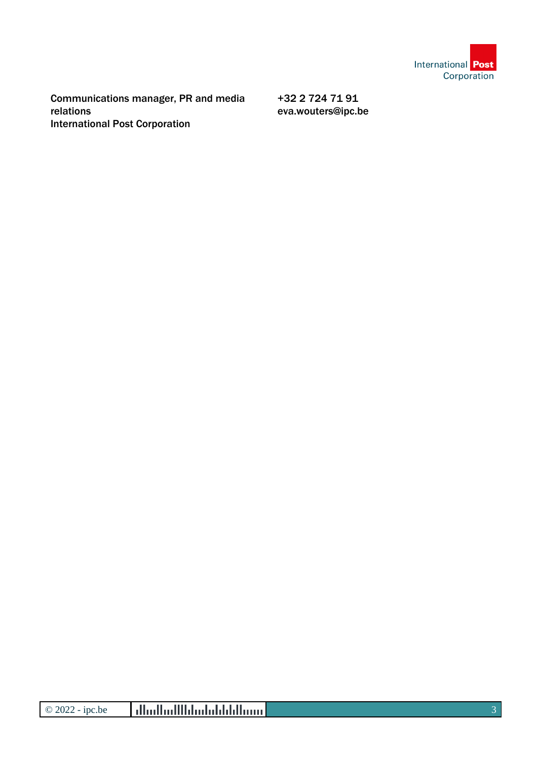Communications manager, PR and media relations
International Post Corporation

+32 2 724 71 91
eva.wouters@ipc.be